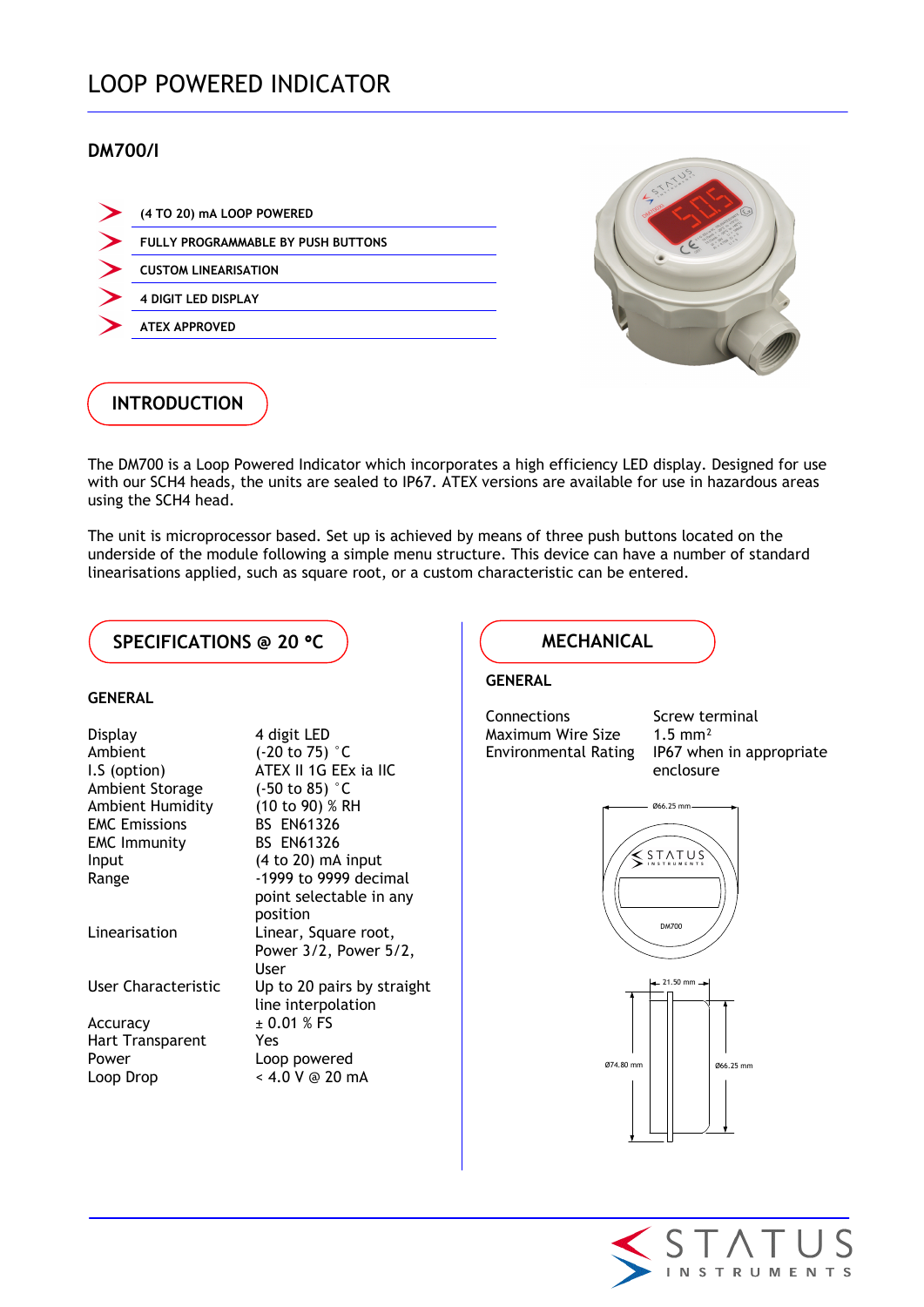# LOOP POWERED INDICATOR

## DM700/I

- (4 TO 20) mA LOOP POWERED
- FULLY PROGRAMMABLE BY PUSH BUTTONS
- CUSTOM LINEARISATION
- 4 DIGIT LED DISPLAY
- ATEX APPROVED

## INTRODUCTION

The DM700 is a Loop Powered Indicator which incorporates a high efficiency LED display. Designed for use with our SCH4 heads, the units are sealed to IP67. ATEX versions are available for use in hazardous areas using the SCH4 head.

The unit is microprocessor based. Set up is achieved by means of three push buttons located on the underside of the module following a simple menu structure. This device can have a number of standard linearisations applied, such as square root, or a custom characteristic can be entered.

## SPECIFICATIONS @ 20 °C

### GENERAL

| | |
|---|---|
| Display | 4 digit LED |
| Ambient | (-20 to 75) °C |
| I.S (option) | ATEX II 1G EEx ia IIC |
| Ambient Storage | (-50 to 85) °C |
| Ambient Humidity | (10 to 90) % RH |
| EMC Emissions | BS EN61326 |
| EMC Immunity | BS EN61326 |
| Input | (4 to 20) mA input |
| Range | -1999 to 9999 decimal point selectable in any position |
| Linearisation | Linear, Square root, Power 3/2, Power 5/2, User |
| User Characteristic | Up to 20 pairs by straight line interpolation |
| Accuracy | ± 0.01 % FS |
| Hart Transparent | Yes |
| Power | Loop powered |
| Loop Drop | < 4.0 V @ 20 mA |

## MECHANICAL

### GENERAL

| | |
|---|---|
| Connections | Screw terminal |
| Maximum Wire Size | 1.5 mm² |
| Environmental Rating | IP67 when in appropriate enclosure |

Ø66.25 mm

STATUS INSTRUMENTS

DM700

21.50 mm

Ø74.80 mm

Ø66.25 mm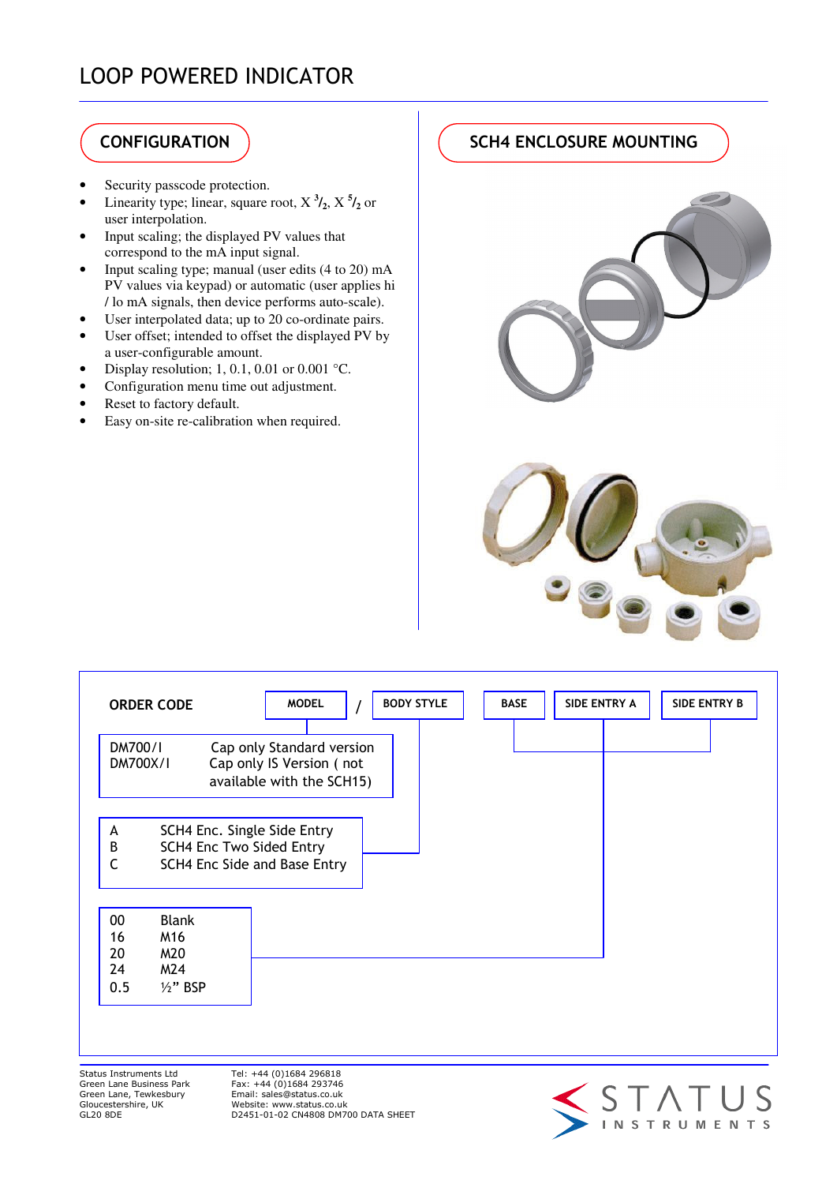# LOOP POWERED INDICATOR

## CONFIGURATION

- Security passcode protection.
- Linearity type; linear, square root, X $^{3}/_{2}$, X $^{5}/_{2}$ or user interpolation.
- Input scaling; the displayed PV values that correspond to the mA input signal.
- Input scaling type; manual (user edits (4 to 20) mA PV values via keypad) or automatic (user applies hi / lo mA signals, then device performs auto-scale).
- User interpolated data; up to 20 co-ordinate pairs.
- User offset; intended to offset the displayed PV by a user-configurable amount.
- Display resolution; 1, 0.1, 0.01 or 0.001 °C.
- Configuration menu time out adjustment.
- Reset to factory default.
- Easy on-site re-calibration when required.

## SCH4 ENCLOSURE MOUNTING

**ORDER CODE**

MODEL / BODY STYLE | BASE | SIDE ENTRY A | SIDE ENTRY B

**MODEL**

| | |
|---|---|
| DM700/I | Cap only Standard version |
| DM700X/I | Cap only IS Version ( not available with the SCH15) |

**BODY STYLE**

| | |
|---|---|
| A | SCH4 Enc. Single Side Entry |
| B | SCH4 Enc Two Sided Entry |
| C | SCH4 Enc Side and Base Entry |

**BASE / SIDE ENTRY A / SIDE ENTRY B**

| | |
|---|---|
| 00 | Blank |
| 16 | M16 |
| 20 | M20 |
| 24 | M24 |
| 0.5 | ½" BSP |

Status Instruments Ltd
Green Lane Business Park
Green Lane, Tewkesbury
Gloucestershire, UK
GL20 8DE

Tel: +44 (0)1684 296818
Fax: +44 (0)1684 293746
Email: sales@status.co.uk
Website: www.status.co.uk
D2451-01-02 CN4808 DM700 DATA SHEET

STATUS INSTRUMENTS